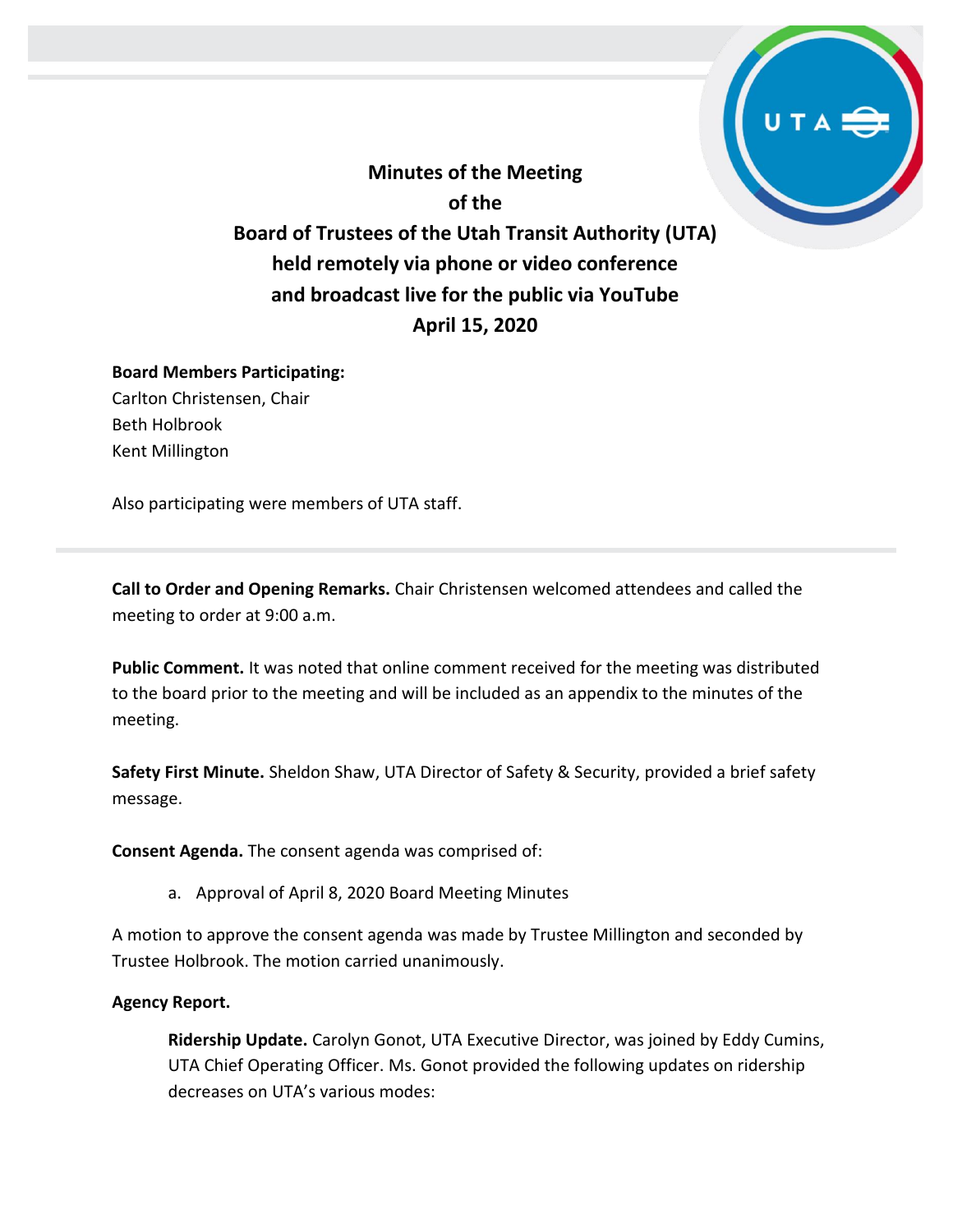# Minutes of the Meeting of the Board of Trustees of the Utah Transit Authority (UTA) held remotely via phone or video conference and broadcast live for the public via YouTube April 15, 2020

**Board Members Participating:**
Carlton Christensen, Chair
Beth Holbrook
Kent Millington

Also participating were members of UTA staff.

---

**Call to Order and Opening Remarks.** Chair Christensen welcomed attendees and called the meeting to order at 9:00 a.m.

**Public Comment.** It was noted that online comment received for the meeting was distributed to the board prior to the meeting and will be included as an appendix to the minutes of the meeting.

**Safety First Minute.** Sheldon Shaw, UTA Director of Safety & Security, provided a brief safety message.

**Consent Agenda.** The consent agenda was comprised of:

a. Approval of April 8, 2020 Board Meeting Minutes

A motion to approve the consent agenda was made by Trustee Millington and seconded by Trustee Holbrook. The motion carried unanimously.

**Agency Report.**

**Ridership Update.** Carolyn Gonot, UTA Executive Director, was joined by Eddy Cumins, UTA Chief Operating Officer. Ms. Gonot provided the following updates on ridership decreases on UTA's various modes: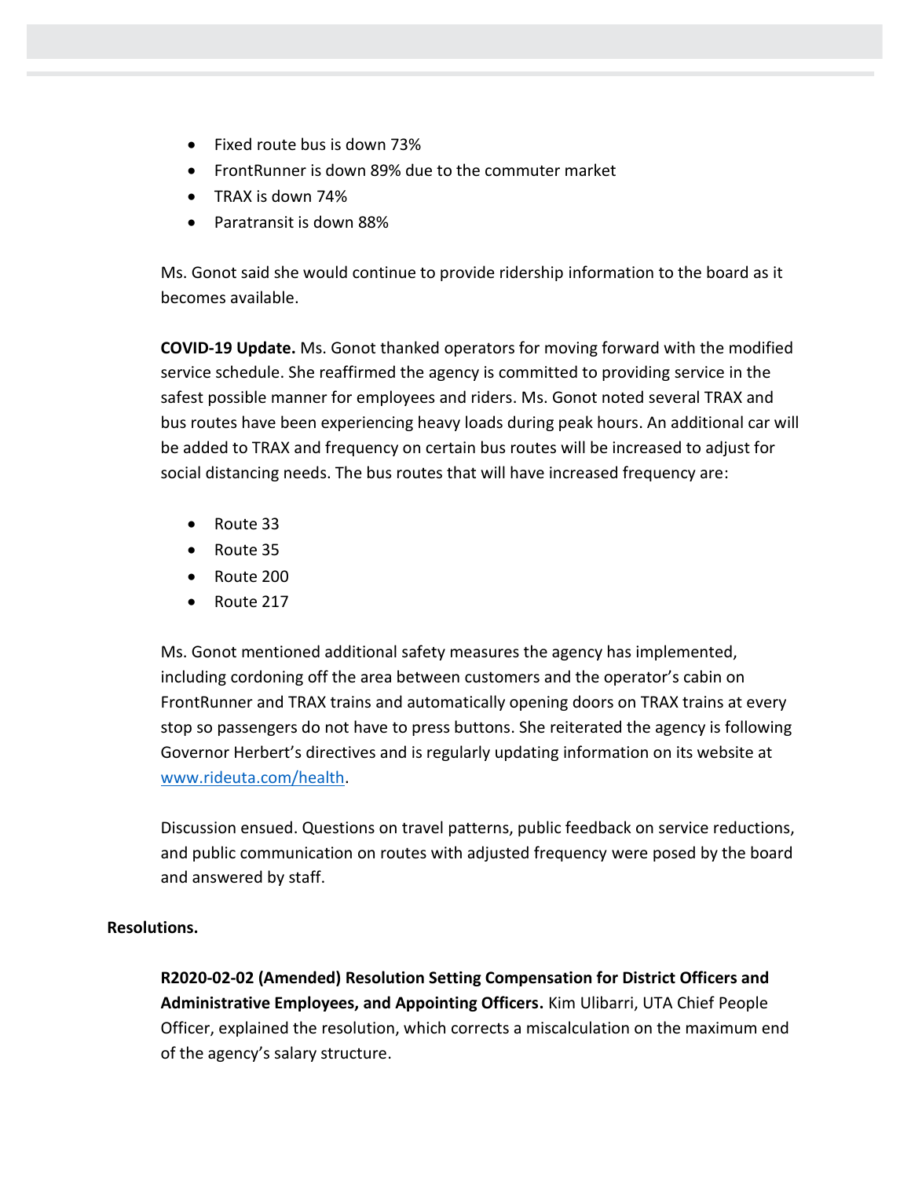- Fixed route bus is down 73%
- FrontRunner is down 89% due to the commuter market
- TRAX is down 74%
- Paratransit is down 88%

Ms. Gonot said she would continue to provide ridership information to the board as it becomes available.

**COVID-19 Update.** Ms. Gonot thanked operators for moving forward with the modified service schedule. She reaffirmed the agency is committed to providing service in the safest possible manner for employees and riders. Ms. Gonot noted several TRAX and bus routes have been experiencing heavy loads during peak hours. An additional car will be added to TRAX and frequency on certain bus routes will be increased to adjust for social distancing needs. The bus routes that will have increased frequency are:

- Route 33
- Route 35
- Route 200
- Route 217

Ms. Gonot mentioned additional safety measures the agency has implemented, including cordoning off the area between customers and the operator's cabin on FrontRunner and TRAX trains and automatically opening doors on TRAX trains at every stop so passengers do not have to press buttons. She reiterated the agency is following Governor Herbert's directives and is regularly updating information on its website at [www.rideuta.com/health](www.rideuta.com/health).

Discussion ensued. Questions on travel patterns, public feedback on service reductions, and public communication on routes with adjusted frequency were posed by the board and answered by staff.

**Resolutions.**

**R2020-02-02 (Amended) Resolution Setting Compensation for District Officers and Administrative Employees, and Appointing Officers.** Kim Ulibarri, UTA Chief People Officer, explained the resolution, which corrects a miscalculation on the maximum end of the agency's salary structure.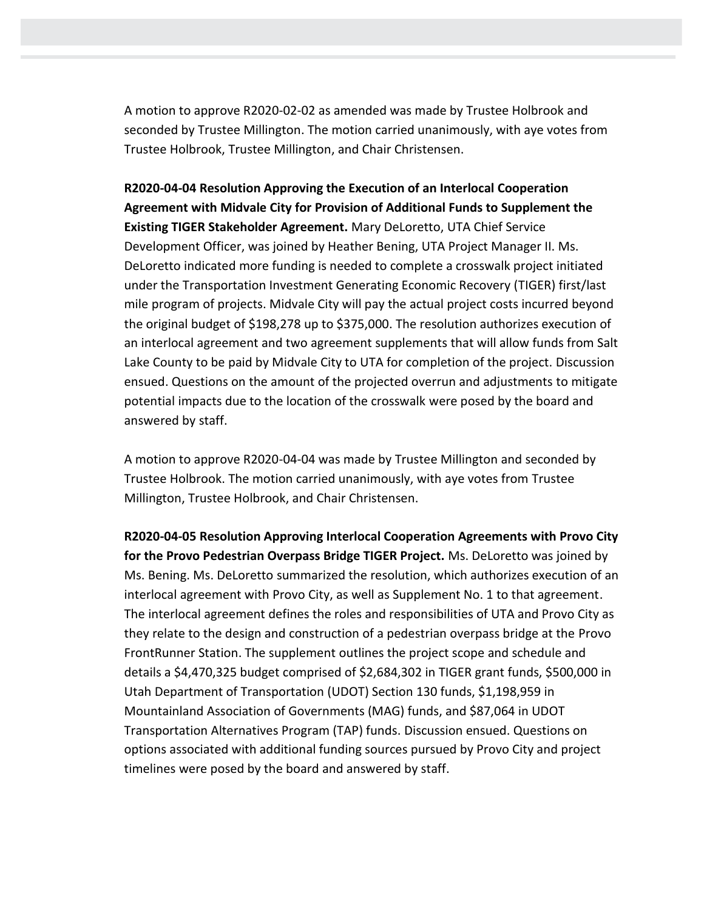A motion to approve R2020-02-02 as amended was made by Trustee Holbrook and seconded by Trustee Millington. The motion carried unanimously, with aye votes from Trustee Holbrook, Trustee Millington, and Chair Christensen.

**R2020-04-04 Resolution Approving the Execution of an Interlocal Cooperation Agreement with Midvale City for Provision of Additional Funds to Supplement the Existing TIGER Stakeholder Agreement.** Mary DeLoretto, UTA Chief Service Development Officer, was joined by Heather Bening, UTA Project Manager II. Ms. DeLoretto indicated more funding is needed to complete a crosswalk project initiated under the Transportation Investment Generating Economic Recovery (TIGER) first/last mile program of projects. Midvale City will pay the actual project costs incurred beyond the original budget of $198,278 up to $375,000. The resolution authorizes execution of an interlocal agreement and two agreement supplements that will allow funds from Salt Lake County to be paid by Midvale City to UTA for completion of the project. Discussion ensued. Questions on the amount of the projected overrun and adjustments to mitigate potential impacts due to the location of the crosswalk were posed by the board and answered by staff.

A motion to approve R2020-04-04 was made by Trustee Millington and seconded by Trustee Holbrook. The motion carried unanimously, with aye votes from Trustee Millington, Trustee Holbrook, and Chair Christensen.

**R2020-04-05 Resolution Approving Interlocal Cooperation Agreements with Provo City for the Provo Pedestrian Overpass Bridge TIGER Project.** Ms. DeLoretto was joined by Ms. Bening. Ms. DeLoretto summarized the resolution, which authorizes execution of an interlocal agreement with Provo City, as well as Supplement No. 1 to that agreement. The interlocal agreement defines the roles and responsibilities of UTA and Provo City as they relate to the design and construction of a pedestrian overpass bridge at the Provo FrontRunner Station. The supplement outlines the project scope and schedule and details a $4,470,325 budget comprised of $2,684,302 in TIGER grant funds, $500,000 in Utah Department of Transportation (UDOT) Section 130 funds, $1,198,959 in Mountainland Association of Governments (MAG) funds, and $87,064 in UDOT Transportation Alternatives Program (TAP) funds. Discussion ensued. Questions on options associated with additional funding sources pursued by Provo City and project timelines were posed by the board and answered by staff.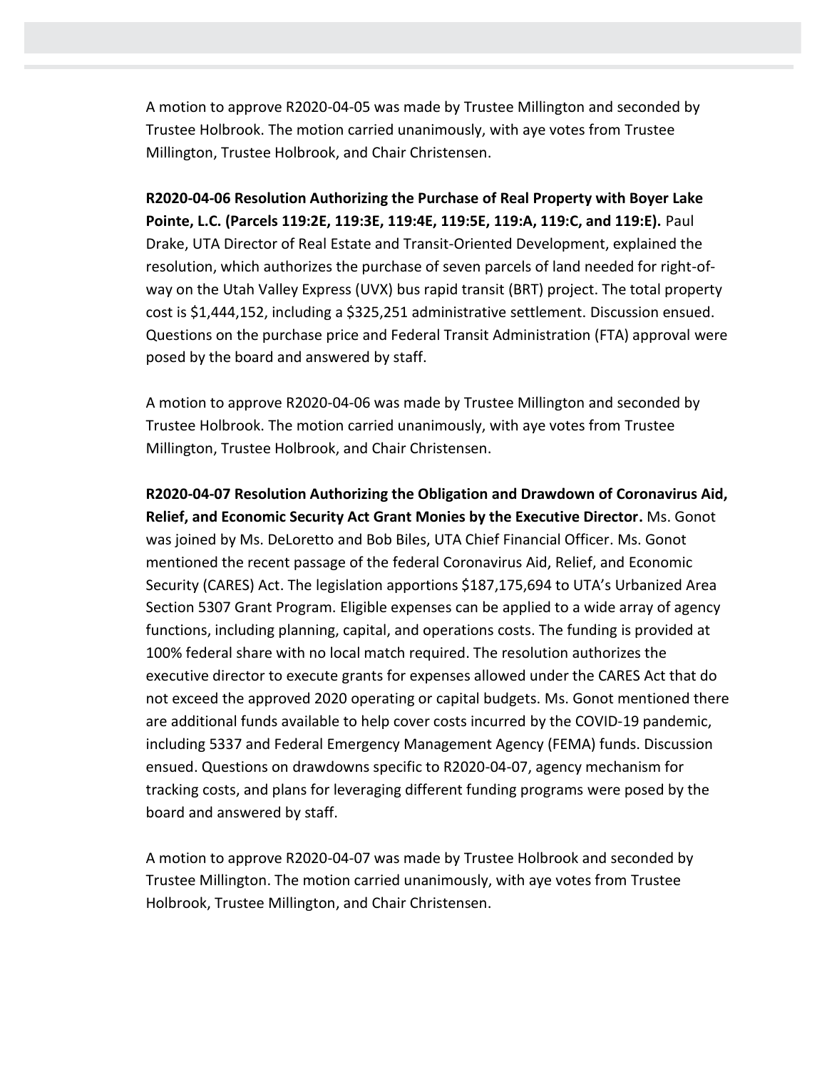A motion to approve R2020-04-05 was made by Trustee Millington and seconded by Trustee Holbrook. The motion carried unanimously, with aye votes from Trustee Millington, Trustee Holbrook, and Chair Christensen.

**R2020-04-06 Resolution Authorizing the Purchase of Real Property with Boyer Lake Pointe, L.C. (Parcels 119:2E, 119:3E, 119:4E, 119:5E, 119:A, 119:C, and 119:E).** Paul Drake, UTA Director of Real Estate and Transit-Oriented Development, explained the resolution, which authorizes the purchase of seven parcels of land needed for right-of-way on the Utah Valley Express (UVX) bus rapid transit (BRT) project. The total property cost is $1,444,152, including a $325,251 administrative settlement. Discussion ensued. Questions on the purchase price and Federal Transit Administration (FTA) approval were posed by the board and answered by staff.

A motion to approve R2020-04-06 was made by Trustee Millington and seconded by Trustee Holbrook. The motion carried unanimously, with aye votes from Trustee Millington, Trustee Holbrook, and Chair Christensen.

**R2020-04-07 Resolution Authorizing the Obligation and Drawdown of Coronavirus Aid, Relief, and Economic Security Act Grant Monies by the Executive Director.** Ms. Gonot was joined by Ms. DeLoretto and Bob Biles, UTA Chief Financial Officer. Ms. Gonot mentioned the recent passage of the federal Coronavirus Aid, Relief, and Economic Security (CARES) Act. The legislation apportions $187,175,694 to UTA's Urbanized Area Section 5307 Grant Program. Eligible expenses can be applied to a wide array of agency functions, including planning, capital, and operations costs. The funding is provided at 100% federal share with no local match required. The resolution authorizes the executive director to execute grants for expenses allowed under the CARES Act that do not exceed the approved 2020 operating or capital budgets. Ms. Gonot mentioned there are additional funds available to help cover costs incurred by the COVID-19 pandemic, including 5337 and Federal Emergency Management Agency (FEMA) funds. Discussion ensued. Questions on drawdowns specific to R2020-04-07, agency mechanism for tracking costs, and plans for leveraging different funding programs were posed by the board and answered by staff.

A motion to approve R2020-04-07 was made by Trustee Holbrook and seconded by Trustee Millington. The motion carried unanimously, with aye votes from Trustee Holbrook, Trustee Millington, and Chair Christensen.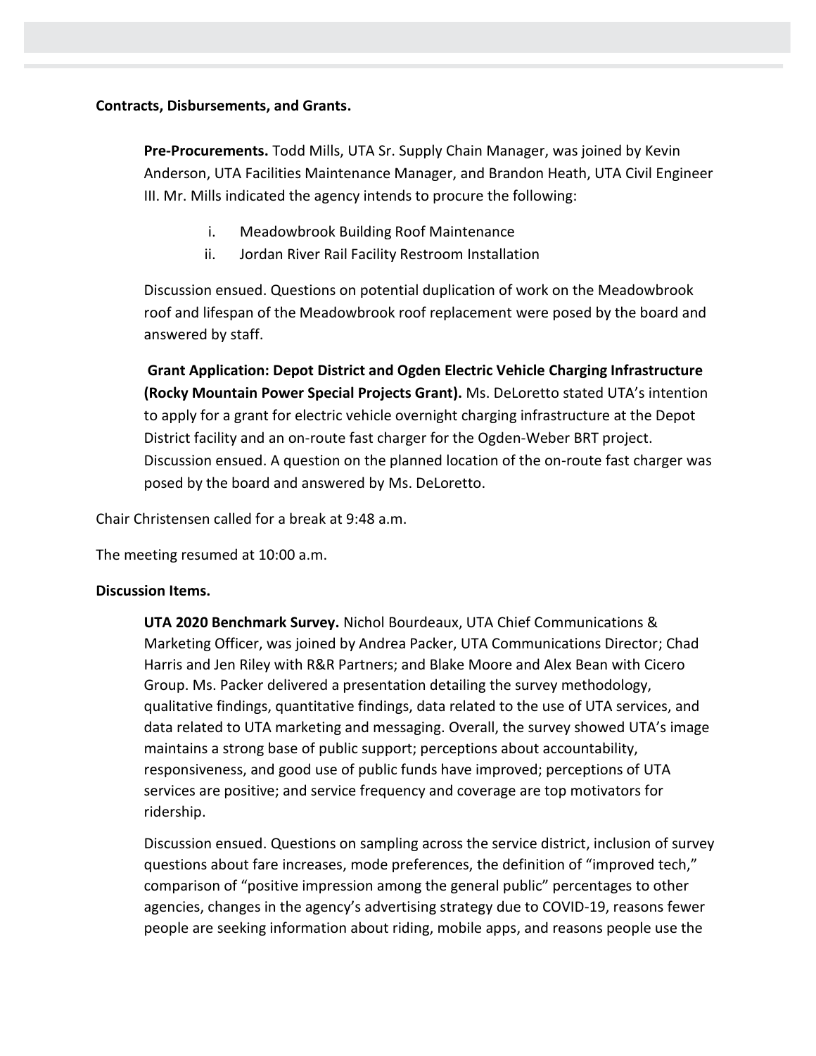**Contracts, Disbursements, and Grants.**

**Pre-Procurements.** Todd Mills, UTA Sr. Supply Chain Manager, was joined by Kevin Anderson, UTA Facilities Maintenance Manager, and Brandon Heath, UTA Civil Engineer III. Mr. Mills indicated the agency intends to procure the following:

i. Meadowbrook Building Roof Maintenance
ii. Jordan River Rail Facility Restroom Installation

Discussion ensued. Questions on potential duplication of work on the Meadowbrook roof and lifespan of the Meadowbrook roof replacement were posed by the board and answered by staff.

**Grant Application: Depot District and Ogden Electric Vehicle Charging Infrastructure (Rocky Mountain Power Special Projects Grant).** Ms. DeLoretto stated UTA's intention to apply for a grant for electric vehicle overnight charging infrastructure at the Depot District facility and an on-route fast charger for the Ogden-Weber BRT project. Discussion ensued. A question on the planned location of the on-route fast charger was posed by the board and answered by Ms. DeLoretto.

Chair Christensen called for a break at 9:48 a.m.

The meeting resumed at 10:00 a.m.

**Discussion Items.**

**UTA 2020 Benchmark Survey.** Nichol Bourdeaux, UTA Chief Communications & Marketing Officer, was joined by Andrea Packer, UTA Communications Director; Chad Harris and Jen Riley with R&R Partners; and Blake Moore and Alex Bean with Cicero Group. Ms. Packer delivered a presentation detailing the survey methodology, qualitative findings, quantitative findings, data related to the use of UTA services, and data related to UTA marketing and messaging. Overall, the survey showed UTA's image maintains a strong base of public support; perceptions about accountability, responsiveness, and good use of public funds have improved; perceptions of UTA services are positive; and service frequency and coverage are top motivators for ridership.

Discussion ensued. Questions on sampling across the service district, inclusion of survey questions about fare increases, mode preferences, the definition of "improved tech," comparison of "positive impression among the general public" percentages to other agencies, changes in the agency's advertising strategy due to COVID-19, reasons fewer people are seeking information about riding, mobile apps, and reasons people use the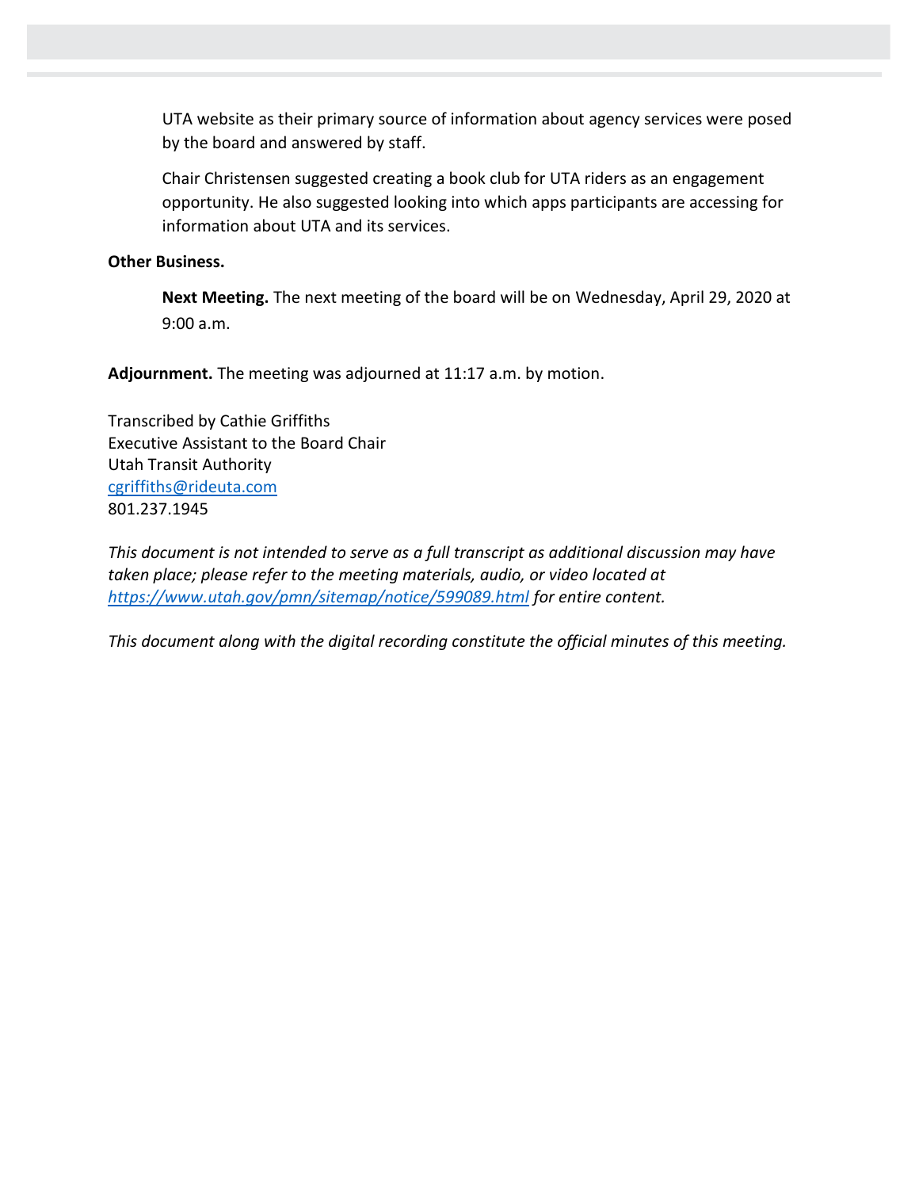UTA website as their primary source of information about agency services were posed by the board and answered by staff.

Chair Christensen suggested creating a book club for UTA riders as an engagement opportunity. He also suggested looking into which apps participants are accessing for information about UTA and its services.

**Other Business.**

**Next Meeting.** The next meeting of the board will be on Wednesday, April 29, 2020 at 9:00 a.m.

**Adjournment.** The meeting was adjourned at 11:17 a.m. by motion.

Transcribed by Cathie Griffiths
Executive Assistant to the Board Chair
Utah Transit Authority
cgriffiths@rideuta.com
801.237.1945

*This document is not intended to serve as a full transcript as additional discussion may have taken place; please refer to the meeting materials, audio, or video located at https://www.utah.gov/pmn/sitemap/notice/599089.html for entire content.*

*This document along with the digital recording constitute the official minutes of this meeting.*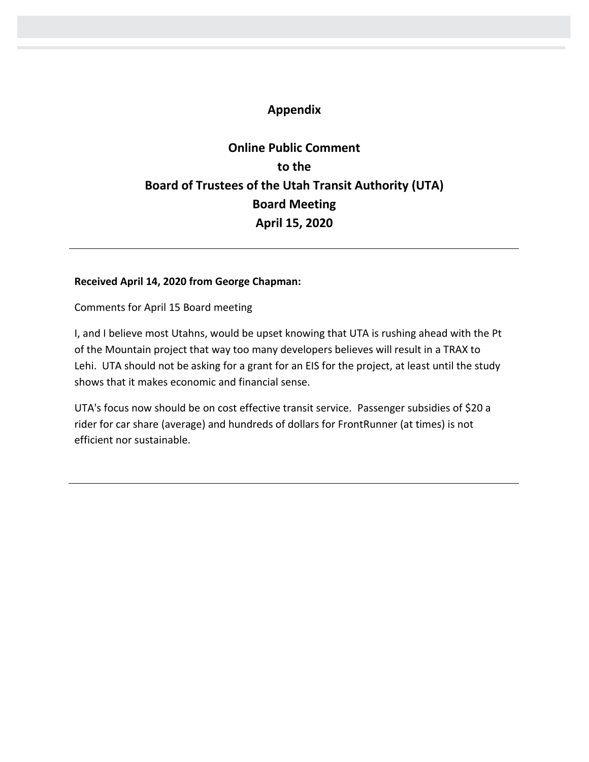## Appendix

## Online Public Comment
## to the
## Board of Trustees of the Utah Transit Authority (UTA)
## Board Meeting
## April 15, 2020

---

**Received April 14, 2020 from George Chapman:**

Comments for April 15 Board meeting

I, and I believe most Utahns, would be upset knowing that UTA is rushing ahead with the Pt of the Mountain project that way too many developers believes will result in a TRAX to Lehi. UTA should not be asking for a grant for an EIS for the project, at least until the study shows that it makes economic and financial sense.

UTA's focus now should be on cost effective transit service. Passenger subsidies of $20 a rider for car share (average) and hundreds of dollars for FrontRunner (at times) is not efficient nor sustainable.

---